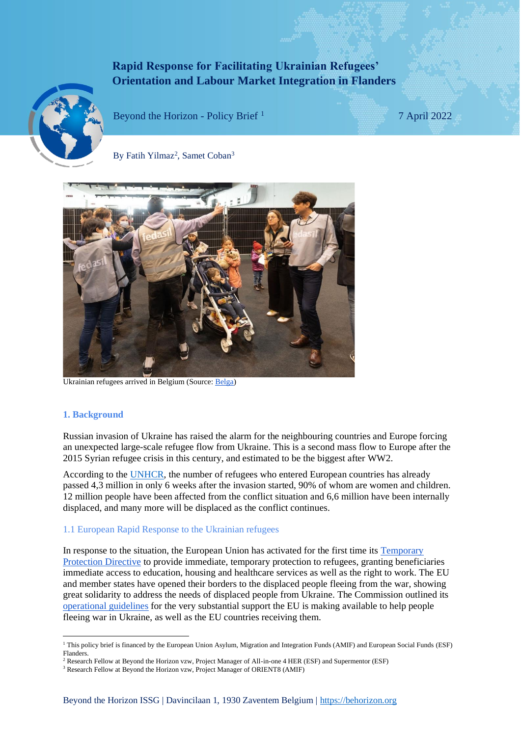# Rapid Response for Facilitating Ukrainian Refugees' Orientation and Labour Market Integration in Flanders

Beyond the Horizon - Policy Brief [1]

7 April 2022

By Fatih Yilmaz[2], Samet Coban[3]

Ukrainian refugees arrived in Belgium (Source: Belga)

## 1. Background

Russian invasion of Ukraine has raised the alarm for the neighbouring countries and Europe forcing an unexpected large-scale refugee flow from Ukraine. This is a second mass flow to Europe after the 2015 Syrian refugee crisis in this century, and estimated to be the biggest after WW2.

According to the UNHCR, the number of refugees who entered European countries has already passed 4,3 million in only 6 weeks after the invasion started, 90% of whom are women and children. 12 million people have been affected from the conflict situation and 6,6 million have been internally displaced, and many more will be displaced as the conflict continues.

### 1.1 European Rapid Response to the Ukrainian refugees

In response to the situation, the European Union has activated for the first time its Temporary Protection Directive to provide immediate, temporary protection to refugees, granting beneficiaries immediate access to education, housing and healthcare services as well as the right to work. The EU and member states have opened their borders to the displaced people fleeing from the war, showing great solidarity to address the needs of displaced people from Ukraine. The Commission outlined its operational guidelines for the very substantial support the EU is making available to help people fleeing war in Ukraine, as well as the EU countries receiving them.

---

[1] This policy brief is financed by the European Union Asylum, Migration and Integration Funds (AMIF) and European Social Funds (ESF) Flanders.

[2] Research Fellow at Beyond the Horizon vzw, Project Manager of All-in-one 4 HER (ESF) and Supermentor (ESF)

[3] Research Fellow at Beyond the Horizon vzw, Project Manager of ORIENT8 (AMIF)

Beyond the Horizon ISSG | Davincilaan 1, 1930 Zaventem Belgium | https://behorizon.org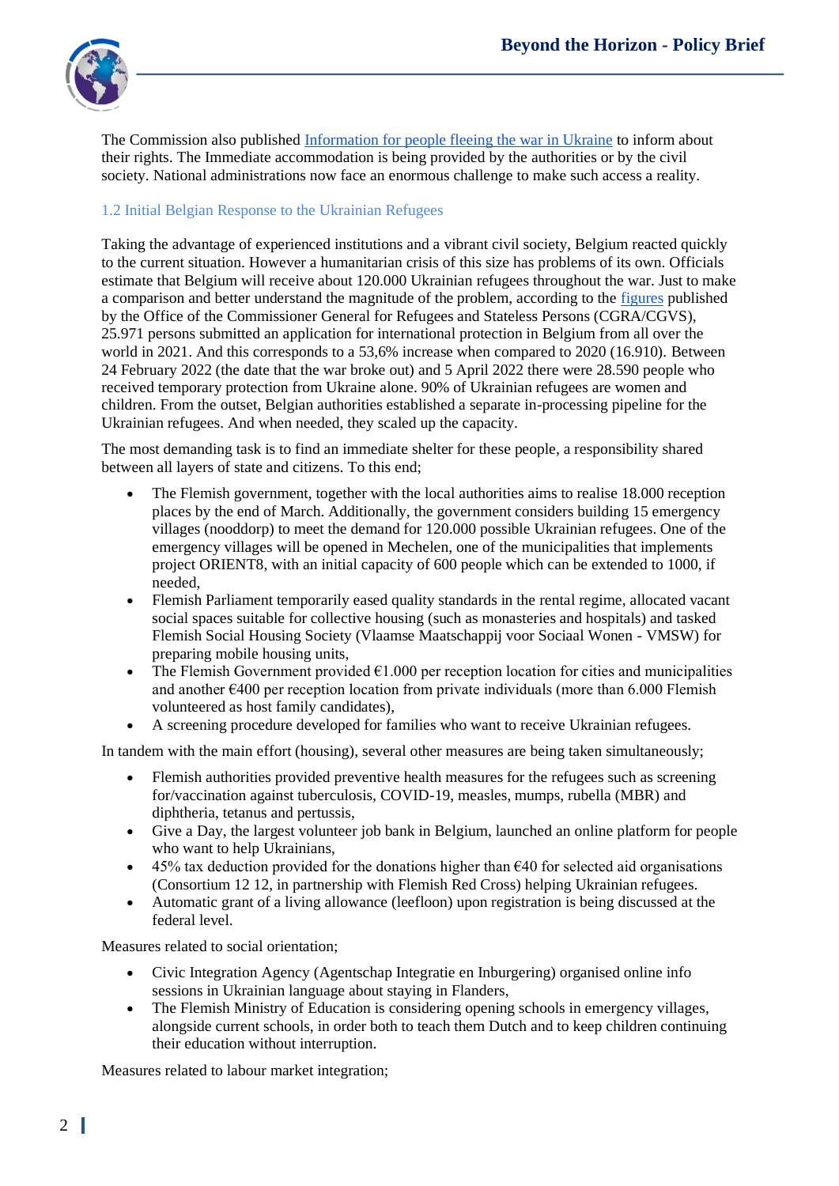The Commission also published [Information for people fleeing the war in Ukraine](#) to inform about their rights. The Immediate accommodation is being provided by the authorities or by the civil society. National administrations now face an enormous challenge to make such access a reality.

### 1.2 Initial Belgian Response to the Ukrainian Refugees

Taking the advantage of experienced institutions and a vibrant civil society, Belgium reacted quickly to the current situation. However a humanitarian crisis of this size has problems of its own. Officials estimate that Belgium will receive about 120.000 Ukrainian refugees throughout the war. Just to make a comparison and better understand the magnitude of the problem, according to the [figures](#) published by the Office of the Commissioner General for Refugees and Stateless Persons (CGRA/CGVS), 25.971 persons submitted an application for international protection in Belgium from all over the world in 2021. And this corresponds to a 53,6% increase when compared to 2020 (16.910). Between 24 February 2022 (the date that the war broke out) and 5 April 2022 there were 28.590 people who received temporary protection from Ukraine alone. 90% of Ukrainian refugees are women and children. From the outset, Belgian authorities established a separate in-processing pipeline for the Ukrainian refugees. And when needed, they scaled up the capacity.

The most demanding task is to find an immediate shelter for these people, a responsibility shared between all layers of state and citizens. To this end;

- The Flemish government, together with the local authorities aims to realise 18.000 reception places by the end of March. Additionally, the government considers building 15 emergency villages (nooddorp) to meet the demand for 120.000 possible Ukrainian refugees. One of the emergency villages will be opened in Mechelen, one of the municipalities that implements project ORIENT8, with an initial capacity of 600 people which can be extended to 1000, if needed,
- Flemish Parliament temporarily eased quality standards in the rental regime, allocated vacant social spaces suitable for collective housing (such as monasteries and hospitals) and tasked Flemish Social Housing Society (Vlaamse Maatschappij voor Sociaal Wonen - VMSW) for preparing mobile housing units,
- The Flemish Government provided €1.000 per reception location for cities and municipalities and another €400 per reception location from private individuals (more than 6.000 Flemish volunteered as host family candidates),
- A screening procedure developed for families who want to receive Ukrainian refugees.

In tandem with the main effort (housing), several other measures are being taken simultaneously;

- Flemish authorities provided preventive health measures for the refugees such as screening for/vaccination against tuberculosis, COVID-19, measles, mumps, rubella (MBR) and diphtheria, tetanus and pertussis,
- Give a Day, the largest volunteer job bank in Belgium, launched an online platform for people who want to help Ukrainians,
- 45% tax deduction provided for the donations higher than €40 for selected aid organisations (Consortium 12 12, in partnership with Flemish Red Cross) helping Ukrainian refugees.
- Automatic grant of a living allowance (leefloon) upon registration is being discussed at the federal level.

Measures related to social orientation;

- Civic Integration Agency (Agentschap Integratie en Inburgering) organised online info sessions in Ukrainian language about staying in Flanders,
- The Flemish Ministry of Education is considering opening schools in emergency villages, alongside current schools, in order both to teach them Dutch and to keep children continuing their education without interruption.

Measures related to labour market integration;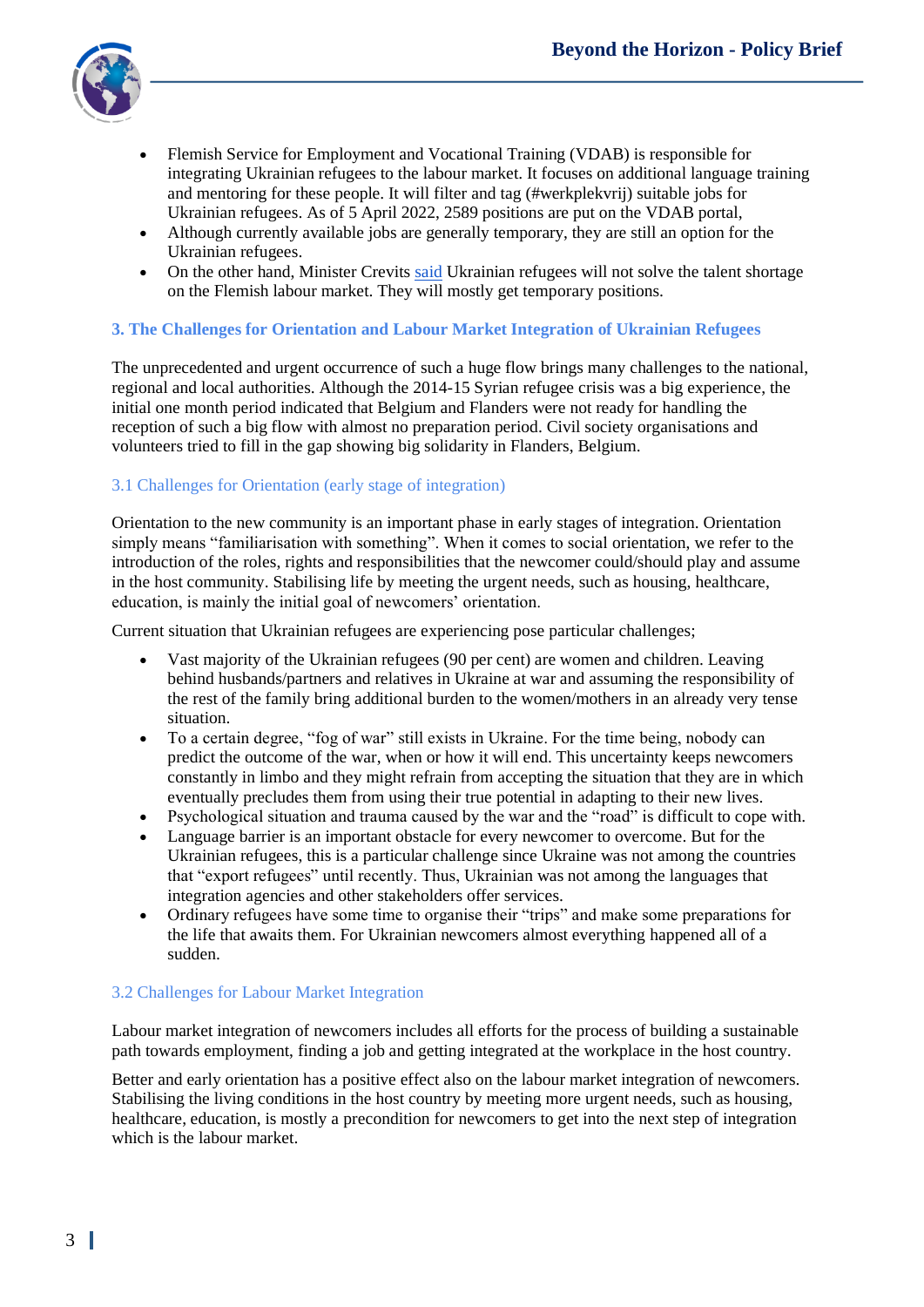- Flemish Service for Employment and Vocational Training (VDAB) is responsible for integrating Ukrainian refugees to the labour market. It focuses on additional language training and mentoring for these people. It will filter and tag (#werkplekvrij) suitable jobs for Ukrainian refugees. As of 5 April 2022, 2589 positions are put on the VDAB portal,
- Although currently available jobs are generally temporary, they are still an option for the Ukrainian refugees.
- On the other hand, Minister Crevits said Ukrainian refugees will not solve the talent shortage on the Flemish labour market. They will mostly get temporary positions.

## 3. The Challenges for Orientation and Labour Market Integration of Ukrainian Refugees

The unprecedented and urgent occurrence of such a huge flow brings many challenges to the national, regional and local authorities. Although the 2014-15 Syrian refugee crisis was a big experience, the initial one month period indicated that Belgium and Flanders were not ready for handling the reception of such a big flow with almost no preparation period. Civil society organisations and volunteers tried to fill in the gap showing big solidarity in Flanders, Belgium.

### 3.1 Challenges for Orientation (early stage of integration)

Orientation to the new community is an important phase in early stages of integration. Orientation simply means "familiarisation with something". When it comes to social orientation, we refer to the introduction of the roles, rights and responsibilities that the newcomer could/should play and assume in the host community. Stabilising life by meeting the urgent needs, such as housing, healthcare, education, is mainly the initial goal of newcomers' orientation.

Current situation that Ukrainian refugees are experiencing pose particular challenges;

- Vast majority of the Ukrainian refugees (90 per cent) are women and children. Leaving behind husbands/partners and relatives in Ukraine at war and assuming the responsibility of the rest of the family bring additional burden to the women/mothers in an already very tense situation.
- To a certain degree, "fog of war" still exists in Ukraine. For the time being, nobody can predict the outcome of the war, when or how it will end. This uncertainty keeps newcomers constantly in limbo and they might refrain from accepting the situation that they are in which eventually precludes them from using their true potential in adapting to their new lives.
- Psychological situation and trauma caused by the war and the "road" is difficult to cope with.
- Language barrier is an important obstacle for every newcomer to overcome. But for the Ukrainian refugees, this is a particular challenge since Ukraine was not among the countries that "export refugees" until recently. Thus, Ukrainian was not among the languages that integration agencies and other stakeholders offer services.
- Ordinary refugees have some time to organise their "trips" and make some preparations for the life that awaits them. For Ukrainian newcomers almost everything happened all of a sudden.

### 3.2 Challenges for Labour Market Integration

Labour market integration of newcomers includes all efforts for the process of building a sustainable path towards employment, finding a job and getting integrated at the workplace in the host country.

Better and early orientation has a positive effect also on the labour market integration of newcomers. Stabilising the living conditions in the host country by meeting more urgent needs, such as housing, healthcare, education, is mostly a precondition for newcomers to get into the next step of integration which is the labour market.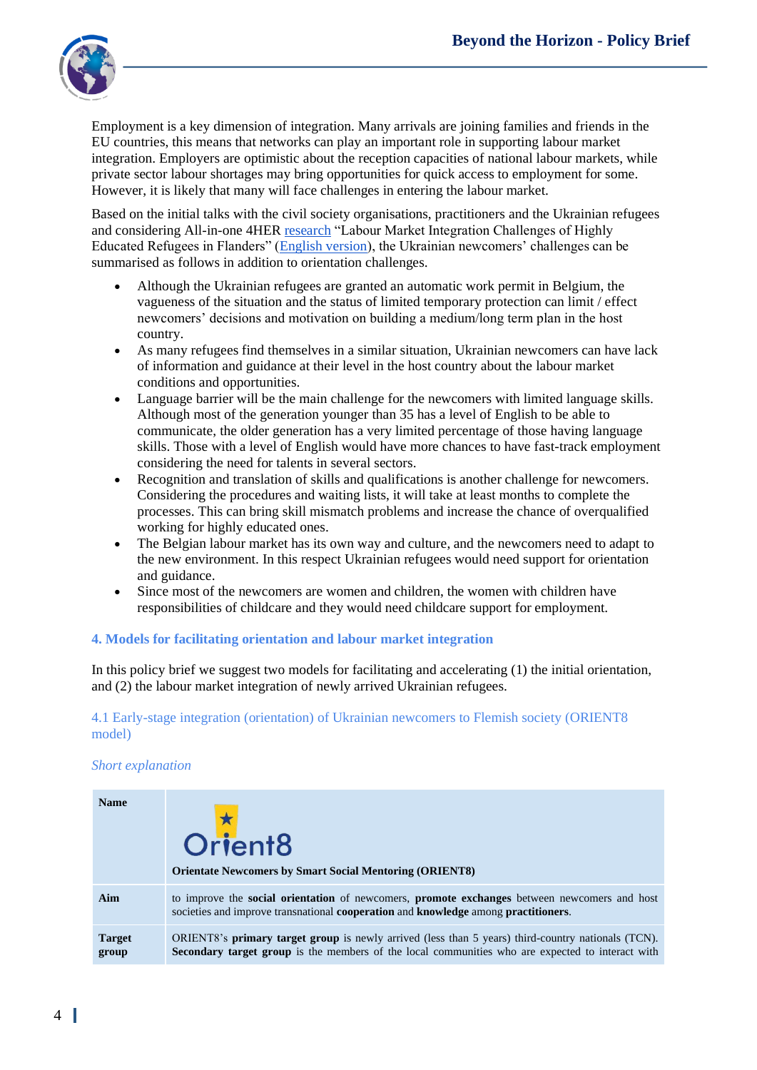Employment is a key dimension of integration. Many arrivals are joining families and friends in the EU countries, this means that networks can play an important role in supporting labour market integration. Employers are optimistic about the reception capacities of national labour markets, while private sector labour shortages may bring opportunities for quick access to employment for some. However, it is likely that many will face challenges in entering the labour market.

Based on the initial talks with the civil society organisations, practitioners and the Ukrainian refugees and considering All-in-one 4HER research "Labour Market Integration Challenges of Highly Educated Refugees in Flanders" (English version), the Ukrainian newcomers' challenges can be summarised as follows in addition to orientation challenges.

- Although the Ukrainian refugees are granted an automatic work permit in Belgium, the vagueness of the situation and the status of limited temporary protection can limit / effect newcomers' decisions and motivation on building a medium/long term plan in the host country.
- As many refugees find themselves in a similar situation, Ukrainian newcomers can have lack of information and guidance at their level in the host country about the labour market conditions and opportunities.
- Language barrier will be the main challenge for the newcomers with limited language skills. Although most of the generation younger than 35 has a level of English to be able to communicate, the older generation has a very limited percentage of those having language skills. Those with a level of English would have more chances to have fast-track employment considering the need for talents in several sectors.
- Recognition and translation of skills and qualifications is another challenge for newcomers. Considering the procedures and waiting lists, it will take at least months to complete the processes. This can bring skill mismatch problems and increase the chance of overqualified working for highly educated ones.
- The Belgian labour market has its own way and culture, and the newcomers need to adapt to the new environment. In this respect Ukrainian refugees would need support for orientation and guidance.
- Since most of the newcomers are women and children, the women with children have responsibilities of childcare and they would need childcare support for employment.

## 4. Models for facilitating orientation and labour market integration

In this policy brief we suggest two models for facilitating and accelerating (1) the initial orientation, and (2) the labour market integration of newly arrived Ukrainian refugees.

### 4.1 Early-stage integration (orientation) of Ukrainian newcomers to Flemish society (ORIENT8 model)

*Short explanation*

| | |
|---|---|
| **Name** | Orient8<br>**Orientate Newcomers by Smart Social Mentoring (ORIENT8)** |
| **Aim** | to improve the **social orientation** of newcomers, **promote exchanges** between newcomers and host societies and improve transnational **cooperation** and **knowledge** among **practitioners**. |
| **Target group** | ORIENT8's **primary target group** is newly arrived (less than 5 years) third-country nationals (TCN). **Secondary target group** is the members of the local communities who are expected to interact with |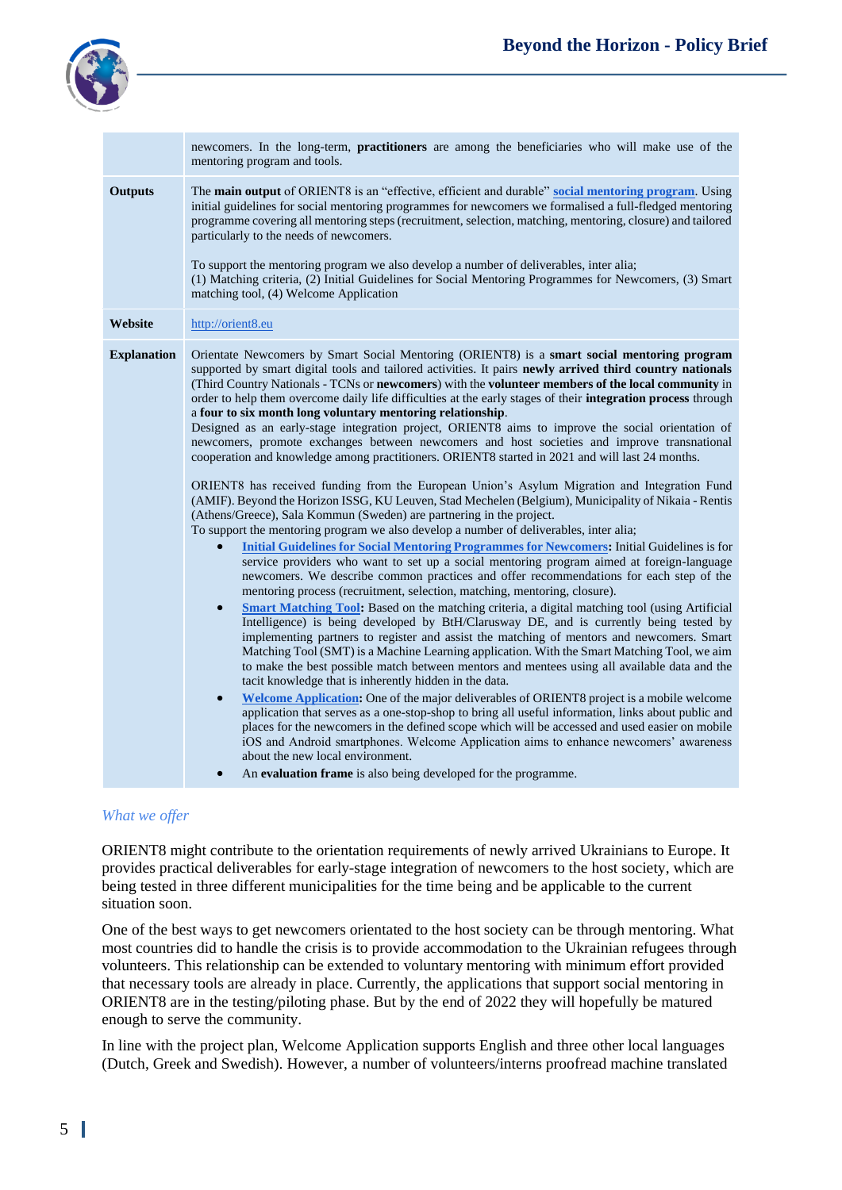|  |  |
|---|---|
|  | newcomers. In the long-term, **practitioners** are among the beneficiaries who will make use of the mentoring program and tools. |
| **Outputs** | The **main output** of ORIENT8 is an "effective, efficient and durable" **social mentoring program**. Using initial guidelines for social mentoring programmes for newcomers we formalised a full-fledged mentoring programme covering all mentoring steps (recruitment, selection, matching, mentoring, closure) and tailored particularly to the needs of newcomers.<br><br>To support the mentoring program we also develop a number of deliverables, inter alia;<br>(1) Matching criteria, (2) Initial Guidelines for Social Mentoring Programmes for Newcomers, (3) Smart matching tool, (4) Welcome Application |
| **Website** | http://orient8.eu |
| **Explanation** | Orientate Newcomers by Smart Social Mentoring (ORIENT8) is a **smart social mentoring program** supported by smart digital tools and tailored activities. It pairs **newly arrived third country nationals** (Third Country Nationals - TCNs or **newcomers**) with the **volunteer members of the local community** in order to help them overcome daily life difficulties at the early stages of their **integration process** through a **four to six month long voluntary mentoring relationship**.<br>Designed as an early-stage integration project, ORIENT8 aims to improve the social orientation of newcomers, promote exchanges between newcomers and host societies and improve transnational cooperation and knowledge among practitioners. ORIENT8 started in 2021 and will last 24 months.<br><br>ORIENT8 has received funding from the European Union's Asylum Migration and Integration Fund (AMIF). Beyond the Horizon ISSG, KU Leuven, Stad Mechelen (Belgium), Municipality of Nikaia - Rentis (Athens/Greece), Sala Kommun (Sweden) are partnering in the project.<br>To support the mentoring program we also develop a number of deliverables, inter alia;<br>• **Initial Guidelines for Social Mentoring Programmes for Newcomers:** Initial Guidelines is for service providers who want to set up a social mentoring program aimed at foreign-language newcomers. We describe common practices and offer recommendations for each step of the mentoring process (recruitment, selection, matching, mentoring, closure).<br>• **Smart Matching Tool:** Based on the matching criteria, a digital matching tool (using Artificial Intelligence) is being developed by BtH/Clarusway DE, and is currently being tested by implementing partners to register and assist the matching of mentors and newcomers. Smart Matching Tool (SMT) is a Machine Learning application. With the Smart Matching Tool, we aim to make the best possible match between mentors and mentees using all available data and the tacit knowledge that is inherently hidden in the data.<br>• **Welcome Application:** One of the major deliverables of ORIENT8 project is a mobile welcome application that serves as a one-stop-shop to bring all useful information, links about public and places for the newcomers in the defined scope which will be accessed and used easier on mobile iOS and Android smartphones. Welcome Application aims to enhance newcomers' awareness about the new local environment.<br>• An **evaluation frame** is also being developed for the programme. |

*What we offer*

ORIENT8 might contribute to the orientation requirements of newly arrived Ukrainians to Europe. It provides practical deliverables for early-stage integration of newcomers to the host society, which are being tested in three different municipalities for the time being and be applicable to the current situation soon.

One of the best ways to get newcomers orientated to the host society can be through mentoring. What most countries did to handle the crisis is to provide accommodation to the Ukrainian refugees through volunteers. This relationship can be extended to voluntary mentoring with minimum effort provided that necessary tools are already in place. Currently, the applications that support social mentoring in ORIENT8 are in the testing/piloting phase. But by the end of 2022 they will hopefully be matured enough to serve the community.

In line with the project plan, Welcome Application supports English and three other local languages (Dutch, Greek and Swedish). However, a number of volunteers/interns proofread machine translated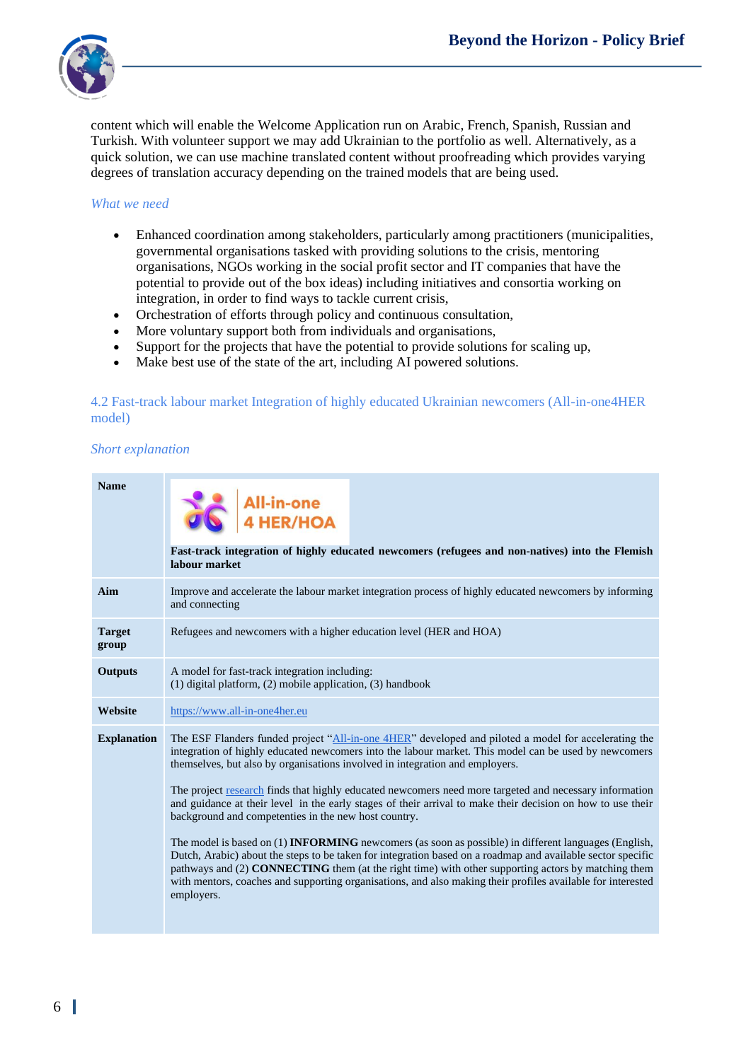content which will enable the Welcome Application run on Arabic, French, Spanish, Russian and Turkish. With volunteer support we may add Ukrainian to the portfolio as well. Alternatively, as a quick solution, we can use machine translated content without proofreading which provides varying degrees of translation accuracy depending on the trained models that are being used.

*What we need*

- Enhanced coordination among stakeholders, particularly among practitioners (municipalities, governmental organisations tasked with providing solutions to the crisis, mentoring organisations, NGOs working in the social profit sector and IT companies that have the potential to provide out of the box ideas) including initiatives and consortia working on integration, in order to find ways to tackle current crisis,
- Orchestration of efforts through policy and continuous consultation,
- More voluntary support both from individuals and organisations,
- Support for the projects that have the potential to provide solutions for scaling up,
- Make best use of the state of the art, including AI powered solutions.

### 4.2 Fast-track labour market Integration of highly educated Ukrainian newcomers (All-in-one4HER model)

*Short explanation*

| | |
|---|---|
| **Name** | All-in-one 4 HER/HOA<br>**Fast-track integration of highly educated newcomers (refugees and non-natives) into the Flemish labour market** |
| **Aim** | Improve and accelerate the labour market integration process of highly educated newcomers by informing and connecting |
| **Target group** | Refugees and newcomers with a higher education level (HER and HOA) |
| **Outputs** | A model for fast-track integration including:<br>(1) digital platform, (2) mobile application, (3) handbook |
| **Website** | https://www.all-in-one4her.eu |
| **Explanation** | The ESF Flanders funded project "All-in-one 4HER" developed and piloted a model for accelerating the integration of highly educated newcomers into the labour market. This model can be used by newcomers themselves, but also by organisations involved in integration and employers.<br><br>The project research finds that highly educated newcomers need more targeted and necessary information and guidance at their level in the early stages of their arrival to make their decision on how to use their background and competencies in the new host country.<br><br>The model is based on (1) **INFORMING** newcomers (as soon as possible) in different languages (English, Dutch, Arabic) about the steps to be taken for integration based on a roadmap and available sector specific pathways and (2) **CONNECTING** them (at the right time) with other supporting actors by matching them with mentors, coaches and supporting organisations, and also making their profiles available for interested employers. |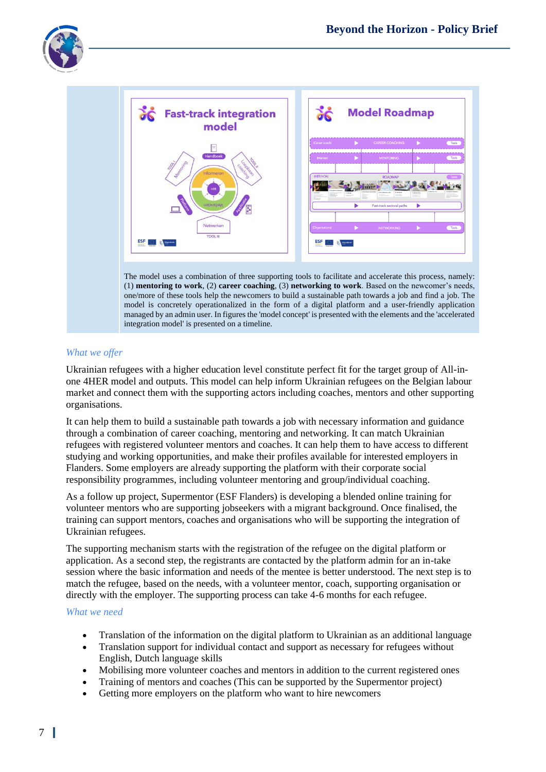The model uses a combination of three supporting tools to facilitate and accelerate this process, namely: (1) **mentoring to work**, (2) **career coaching**, (3) **networking to work**. Based on the newcomer's needs, one/more of these tools help the newcomers to build a sustainable path towards a job and find a job. The model is concretely operationalized in the form of a digital platform and a user-friendly application managed by an admin user. In figures the 'model concept' is presented with the elements and the 'accelerated integration model' is presented on a timeline.

*What we offer*

Ukrainian refugees with a higher education level constitute perfect fit for the target group of All-in-one 4HER model and outputs. This model can help inform Ukrainian refugees on the Belgian labour market and connect them with the supporting actors including coaches, mentors and other supporting organisations.

It can help them to build a sustainable path towards a job with necessary information and guidance through a combination of career coaching, mentoring and networking. It can match Ukrainian refugees with registered volunteer mentors and coaches. It can help them to have access to different studying and working opportunities, and make their profiles available for interested employers in Flanders. Some employers are already supporting the platform with their corporate social responsibility programmes, including volunteer mentoring and group/individual coaching.

As a follow up project, Supermentor (ESF Flanders) is developing a blended online training for volunteer mentors who are supporting jobseekers with a migrant background. Once finalised, the training can support mentors, coaches and organisations who will be supporting the integration of Ukrainian refugees.

The supporting mechanism starts with the registration of the refugee on the digital platform or application. As a second step, the registrants are contacted by the platform admin for an in-take session where the basic information and needs of the mentee is better understood. The next step is to match the refugee, based on the needs, with a volunteer mentor, coach, supporting organisation or directly with the employer. The supporting process can take 4-6 months for each refugee.

*What we need*

- Translation of the information on the digital platform to Ukrainian as an additional language
- Translation support for individual contact and support as necessary for refugees without English, Dutch language skills
- Mobilising more volunteer coaches and mentors in addition to the current registered ones
- Training of mentors and coaches (This can be supported by the Supermentor project)
- Getting more employers on the platform who want to hire newcomers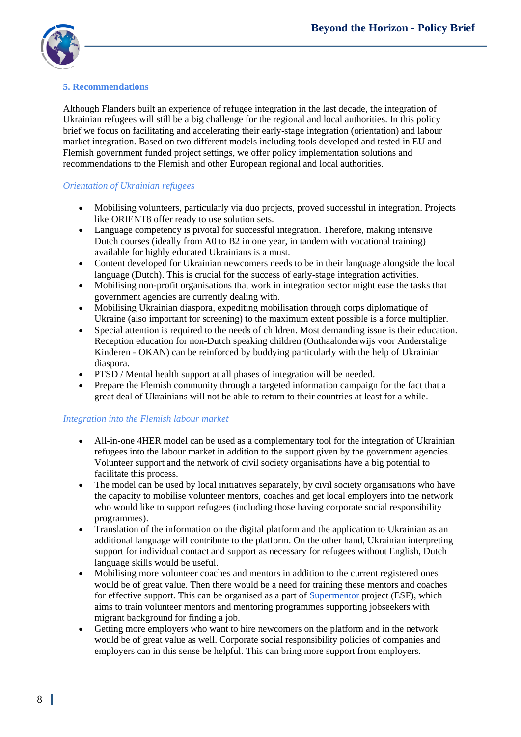## 5. Recommendations

Although Flanders built an experience of refugee integration in the last decade, the integration of Ukrainian refugees will still be a big challenge for the regional and local authorities. In this policy brief we focus on facilitating and accelerating their early-stage integration (orientation) and labour market integration. Based on two different models including tools developed and tested in EU and Flemish government funded project settings, we offer policy implementation solutions and recommendations to the Flemish and other European regional and local authorities.

### *Orientation of Ukrainian refugees*

- Mobilising volunteers, particularly via duo projects, proved successful in integration. Projects like ORIENT8 offer ready to use solution sets.
- Language competency is pivotal for successful integration. Therefore, making intensive Dutch courses (ideally from A0 to B2 in one year, in tandem with vocational training) available for highly educated Ukrainians is a must.
- Content developed for Ukrainian newcomers needs to be in their language alongside the local language (Dutch). This is crucial for the success of early-stage integration activities.
- Mobilising non-profit organisations that work in integration sector might ease the tasks that government agencies are currently dealing with.
- Mobilising Ukrainian diaspora, expediting mobilisation through corps diplomatique of Ukraine (also important for screening) to the maximum extent possible is a force multiplier.
- Special attention is required to the needs of children. Most demanding issue is their education. Reception education for non-Dutch speaking children (Onthaalonderwijs voor Anderstalige Kinderen - OKAN) can be reinforced by buddying particularly with the help of Ukrainian diaspora.
- PTSD / Mental health support at all phases of integration will be needed.
- Prepare the Flemish community through a targeted information campaign for the fact that a great deal of Ukrainians will not be able to return to their countries at least for a while.

### *Integration into the Flemish labour market*

- All-in-one 4HER model can be used as a complementary tool for the integration of Ukrainian refugees into the labour market in addition to the support given by the government agencies. Volunteer support and the network of civil society organisations have a big potential to facilitate this process.
- The model can be used by local initiatives separately, by civil society organisations who have the capacity to mobilise volunteer mentors, coaches and get local employers into the network who would like to support refugees (including those having corporate social responsibility programmes).
- Translation of the information on the digital platform and the application to Ukrainian as an additional language will contribute to the platform. On the other hand, Ukrainian interpreting support for individual contact and support as necessary for refugees without English, Dutch language skills would be useful.
- Mobilising more volunteer coaches and mentors in addition to the current registered ones would be of great value. Then there would be a need for training these mentors and coaches for effective support. This can be organised as a part of Supermentor project (ESF), which aims to train volunteer mentors and mentoring programmes supporting jobseekers with migrant background for finding a job.
- Getting more employers who want to hire newcomers on the platform and in the network would be of great value as well. Corporate social responsibility policies of companies and employers can in this sense be helpful. This can bring more support from employers.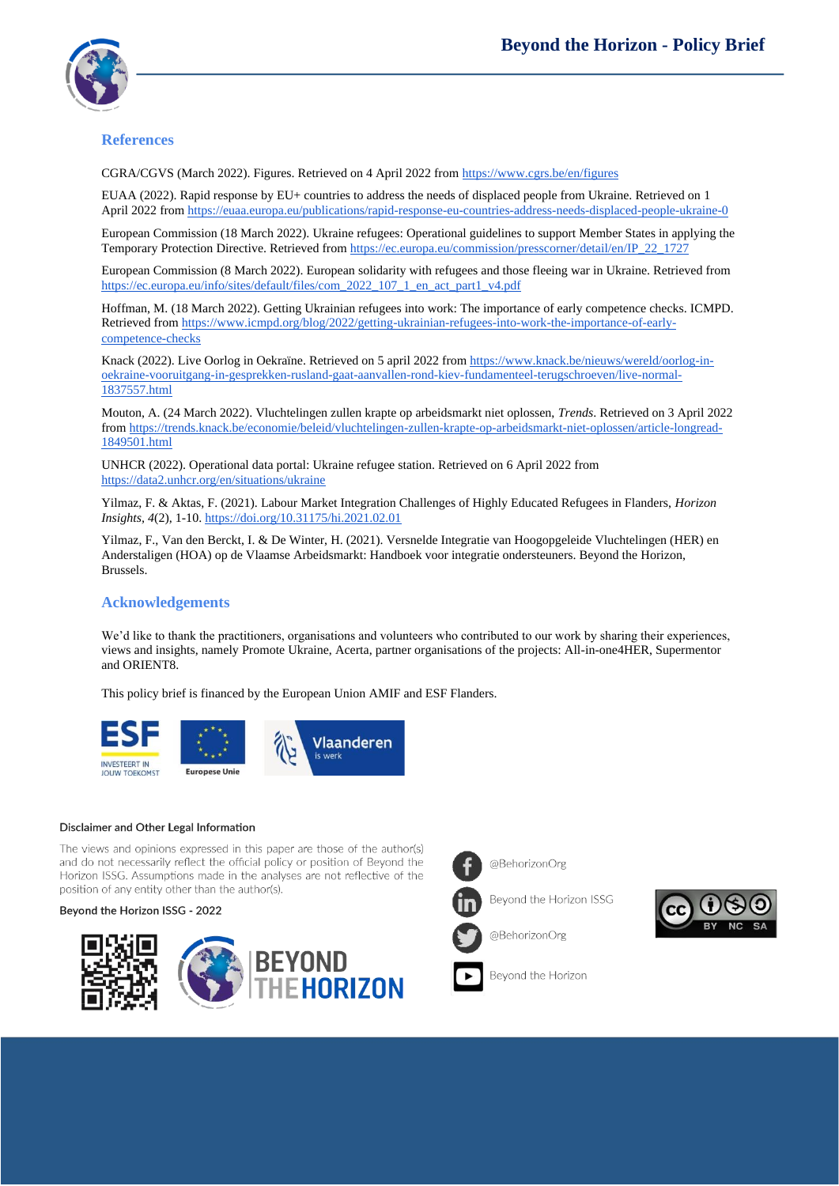## References

CGRA/CGVS (March 2022). Figures. Retrieved on 4 April 2022 from https://www.cgrs.be/en/figures

EUAA (2022). Rapid response by EU+ countries to address the needs of displaced people from Ukraine. Retrieved on 1 April 2022 from https://euaa.europa.eu/publications/rapid-response-eu-countries-address-needs-displaced-people-ukraine-0

European Commission (18 March 2022). Ukraine refugees: Operational guidelines to support Member States in applying the Temporary Protection Directive. Retrieved from https://ec.europa.eu/commission/presscorner/detail/en/IP_22_1727

European Commission (8 March 2022). European solidarity with refugees and those fleeing war in Ukraine. Retrieved from https://ec.europa.eu/info/sites/default/files/com_2022_107_1_en_act_part1_v4.pdf

Hoffman, M. (18 March 2022). Getting Ukrainian refugees into work: The importance of early competence checks. ICMPD. Retrieved from https://www.icmpd.org/blog/2022/getting-ukrainian-refugees-into-work-the-importance-of-early-competence-checks

Knack (2022). Live Oorlog in Oekraïne. Retrieved on 5 april 2022 from https://www.knack.be/nieuws/wereld/oorlog-in-oekraine-vooruitgang-in-gesprekken-rusland-gaat-aanvallen-rond-kiev-fundamenteel-terugschroeven/live-normal-1837557.html

Mouton, A. (24 March 2022). Vluchtelingen zullen krapte op arbeidsmarkt niet oplossen, *Trends*. Retrieved on 3 April 2022 from https://trends.knack.be/economie/beleid/vluchtelingen-zullen-krapte-op-arbeidsmarkt-niet-oplossen/article-longread-1849501.html

UNHCR (2022). Operational data portal: Ukraine refugee station. Retrieved on 6 April 2022 from https://data2.unhcr.org/en/situations/ukraine

Yilmaz, F. & Aktas, F. (2021). Labour Market Integration Challenges of Highly Educated Refugees in Flanders, *Horizon Insights*, *4*(2), 1-10. https://doi.org/10.31175/hi.2021.02.01

Yilmaz, F., Van den Berckt, I. & De Winter, H. (2021). Versnelde Integratie van Hoogopgeleide Vluchtelingen (HER) en Anderstaligen (HOA) op de Vlaamse Arbeidsmarkt: Handboek voor integratie ondersteuners. Beyond the Horizon, Brussels.

## Acknowledgements

We'd like to thank the practitioners, organisations and volunteers who contributed to our work by sharing their experiences, views and insights, namely Promote Ukraine, Acerta, partner organisations of the projects: All-in-one4HER, Supermentor and ORIENT8.

This policy brief is financed by the European Union AMIF and ESF Flanders.

ESF
INVESTEERT IN JOUW TOEKOMST

Europese Unie

Vlaanderen
is werk

### Disclaimer and Other Legal Information

The views and opinions expressed in this paper are those of the author(s) and do not necessarily reflect the official policy or position of Beyond the Horizon ISSG. Assumptions made in the analyses are not reflective of the position of any entity other than the author(s).

Beyond the Horizon ISSG - 2022

BEYOND THE HORIZON

@BehorizonOrg

Beyond the Horizon ISSG

@BehorizonOrg

Beyond the Horizon

CC BY NC SA